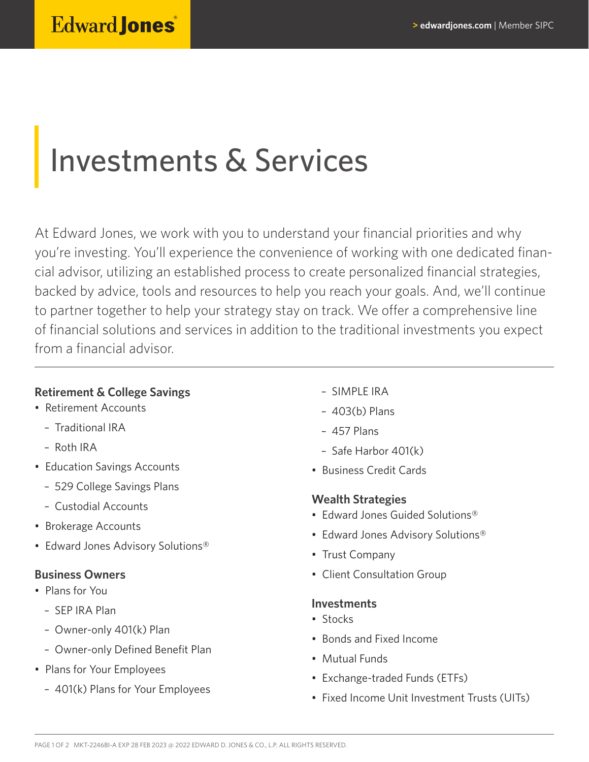# Investments & Services

At Edward Jones, we work with you to understand your financial priorities and why you're investing. You'll experience the convenience of working with one dedicated financial advisor, utilizing an established process to create personalized financial strategies, backed by advice, tools and resources to help you reach your goals. And, we'll continue to partner together to help your strategy stay on track. We offer a comprehensive line of financial solutions and services in addition to the traditional investments you expect from a financial advisor.

---

### Retirement & College Savings

- Retirement Accounts
  - Traditional IRA
  - Roth IRA
- Education Savings Accounts
  - 529 College Savings Plans
  - Custodial Accounts
- Brokerage Accounts
- Edward Jones Advisory Solutions®

### Business Owners

- Plans for You
  - SEP IRA Plan
  - Owner-only 401(k) Plan
  - Owner-only Defined Benefit Plan
- Plans for Your Employees
  - 401(k) Plans for Your Employees
  - SIMPLE IRA
  - 403(b) Plans
  - 457 Plans
  - Safe Harbor 401(k)
- Business Credit Cards

### Wealth Strategies

- Edward Jones Guided Solutions®
- Edward Jones Advisory Solutions®
- Trust Company
- Client Consultation Group

### Investments

- Stocks
- Bonds and Fixed Income
- Mutual Funds
- Exchange-traded Funds (ETFs)
- Fixed Income Unit Investment Trusts (UITs)

MKT-2246BI-A EXP 28 FEB 2023 @ 2022 EDWARD D. JONES & CO., L.P. ALL RIGHTS RESERVED.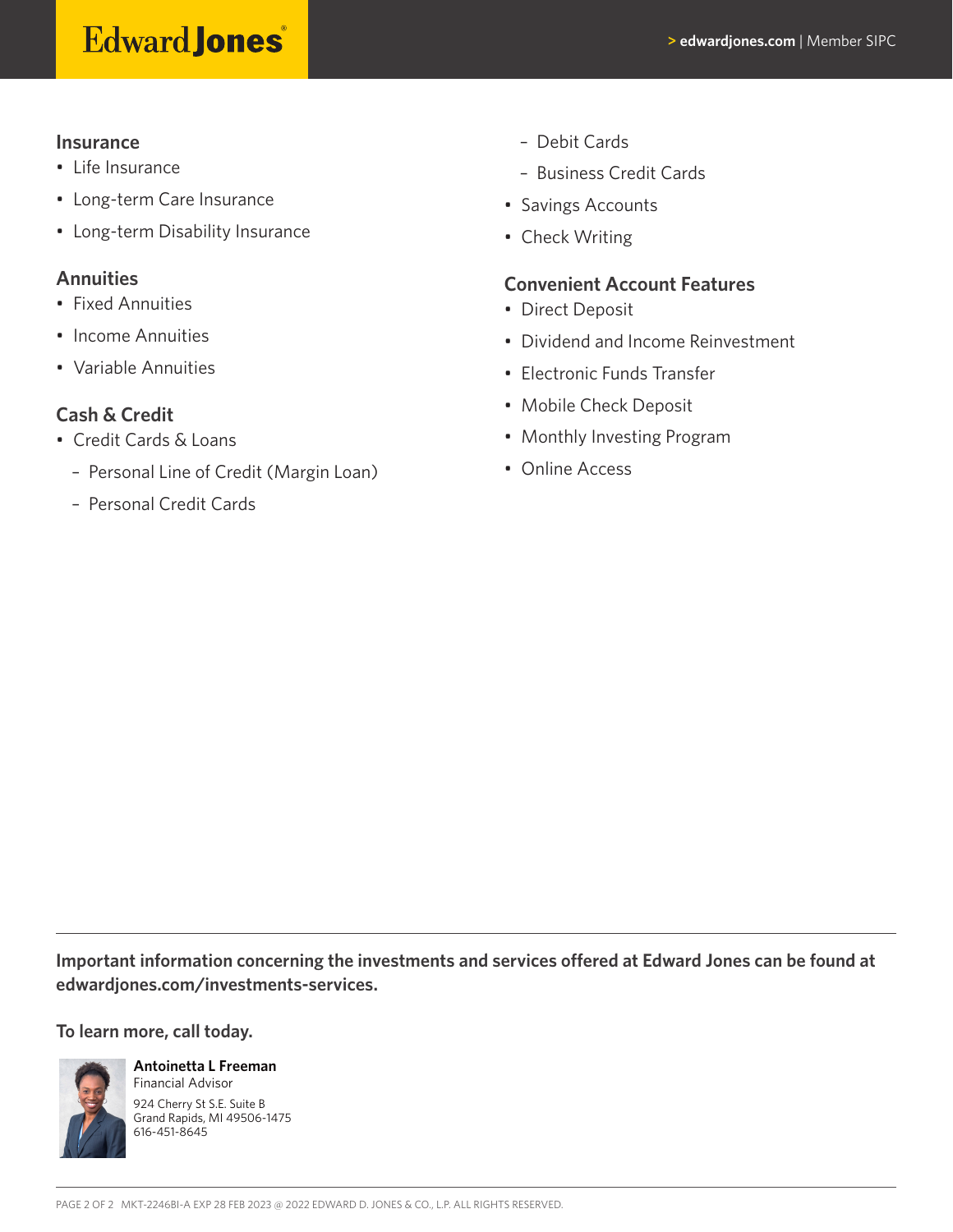### Insurance

- Life Insurance
- Long-term Care Insurance
- Long-term Disability Insurance

### Annuities

- Fixed Annuities
- Income Annuities
- Variable Annuities

### Cash & Credit

- Credit Cards & Loans
  - Personal Line of Credit (Margin Loan)
  - Personal Credit Cards
  - Debit Cards
  - Business Credit Cards
- Savings Accounts
- Check Writing

### Convenient Account Features

- Direct Deposit
- Dividend and Income Reinvestment
- Electronic Funds Transfer
- Mobile Check Deposit
- Monthly Investing Program
- Online Access

---

**Important information concerning the investments and services offered at Edward Jones can be found at edwardjones.com/investments-services.**

**To learn more, call today.**

**Antoinetta L Freeman**
Financial Advisor
924 Cherry St S.E. Suite B
Grand Rapids, MI 49506-1475
616-451-8645

MKT-2246BI-A EXP 28 FEB 2023 @ 2022 EDWARD D. JONES & CO., L.P. ALL RIGHTS RESERVED.